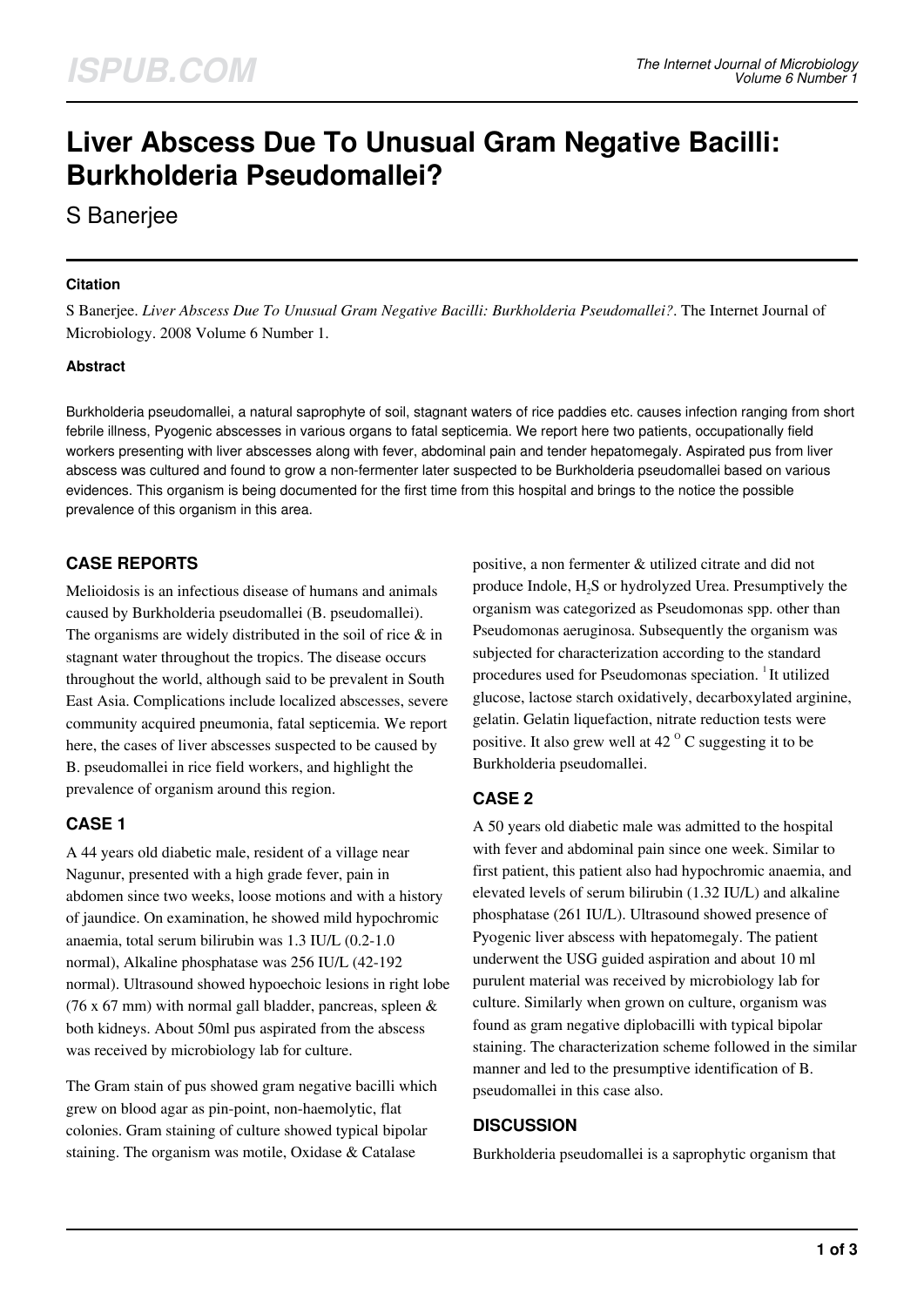# Liver Abscess Due To Unusual Gram Negative Bacilli: Burkholderia Pseudomallei?

S Banerjee

### Citation

S Banerjee. *Liver Abscess Due To Unusual Gram Negative Bacilli: Burkholderia Pseudomallei?*. The Internet Journal of Microbiology. 2008 Volume 6 Number 1.

### Abstract

Burkholderia pseudomallei, a natural saprophyte of soil, stagnant waters of rice paddies etc. causes infection ranging from short febrile illness, Pyogenic abscesses in various organs to fatal septicemia. We report here two patients, occupationally field workers presenting with liver abscesses along with fever, abdominal pain and tender hepatomegaly. Aspirated pus from liver abscess was cultured and found to grow a non-fermenter later suspected to be Burkholderia pseudomallei based on various evidences. This organism is being documented for the first time from this hospital and brings to the notice the possible prevalence of this organism in this area.

## CASE REPORTS

Melioidosis is an infectious disease of humans and animals caused by Burkholderia pseudomallei (B. pseudomallei). The organisms are widely distributed in the soil of rice & in stagnant water throughout the tropics. The disease occurs throughout the world, although said to be prevalent in South East Asia. Complications include localized abscesses, severe community acquired pneumonia, fatal septicemia. We report here, the cases of liver abscesses suspected to be caused by B. pseudomallei in rice field workers, and highlight the prevalence of organism around this region.

## CASE 1

A 44 years old diabetic male, resident of a village near Nagunur, presented with a high grade fever, pain in abdomen since two weeks, loose motions and with a history of jaundice. On examination, he showed mild hypochromic anaemia, total serum bilirubin was 1.3 IU/L (0.2-1.0 normal), Alkaline phosphatase was 256 IU/L (42-192 normal). Ultrasound showed hypoechoic lesions in right lobe (76 x 67 mm) with normal gall bladder, pancreas, spleen & both kidneys. About 50ml pus aspirated from the abscess was received by microbiology lab for culture.

The Gram stain of pus showed gram negative bacilli which grew on blood agar as pin-point, non-haemolytic, flat colonies. Gram staining of culture showed typical bipolar staining. The organism was motile, Oxidase & Catalase positive, a non fermenter & utilized citrate and did not produce Indole, $H_2S$ or hydrolyzed Urea. Presumptively the organism was categorized as Pseudomonas spp. other than Pseudomonas aeruginosa. Subsequently the organism was subjected for characterization according to the standard procedures used for Pseudomonas speciation. [1] It utilized glucose, lactose starch oxidatively, decarboxylated arginine, gelatin. Gelatin liquefaction, nitrate reduction tests were positive. It also grew well at 42 $^{O}$ C suggesting it to be Burkholderia pseudomallei.

## CASE 2

A 50 years old diabetic male was admitted to the hospital with fever and abdominal pain since one week. Similar to first patient, this patient also had hypochromic anaemia, and elevated levels of serum bilirubin (1.32 IU/L) and alkaline phosphatase (261 IU/L). Ultrasound showed presence of Pyogenic liver abscess with hepatomegaly. The patient underwent the USG guided aspiration and about 10 ml purulent material was received by microbiology lab for culture. Similarly when grown on culture, organism was found as gram negative diplobacilli with typical bipolar staining. The characterization scheme followed in the similar manner and led to the presumptive identification of B. pseudomallei in this case also.

## DISCUSSION

Burkholderia pseudomallei is a saprophytic organism that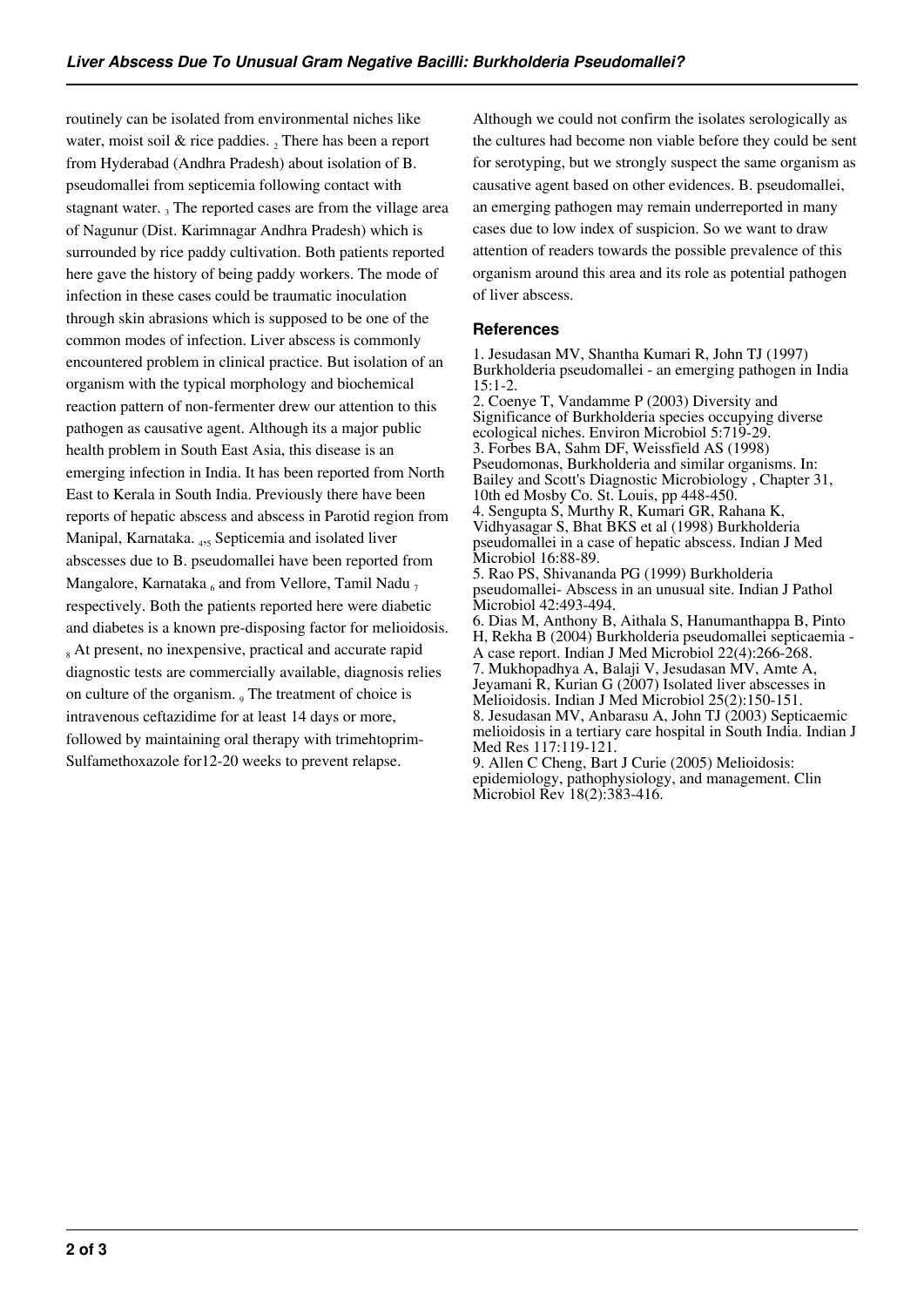routinely can be isolated from environmental niches like water, moist soil & rice paddies. [2] There has been a report from Hyderabad (Andhra Pradesh) about isolation of B. pseudomallei from septicemia following contact with stagnant water. [3] The reported cases are from the village area of Nagunur (Dist. Karimnagar Andhra Pradesh) which is surrounded by rice paddy cultivation. Both patients reported here gave the history of being paddy workers. The mode of infection in these cases could be traumatic inoculation through skin abrasions which is supposed to be one of the common modes of infection. Liver abscess is commonly encountered problem in clinical practice. But isolation of an organism with the typical morphology and biochemical reaction pattern of non-fermenter drew our attention to this pathogen as causative agent. Although its a major public health problem in South East Asia, this disease is an emerging infection in India. It has been reported from North East to Kerala in South India. Previously there have been reports of hepatic abscess and abscess in Parotid region from Manipal, Karnataka. [4,5] Septicemia and isolated liver abscesses due to B. pseudomallei have been reported from Mangalore, Karnataka [6] and from Vellore, Tamil Nadu [7] respectively. Both the patients reported here were diabetic and diabetes is a known pre-disposing factor for melioidosis. [8] At present, no inexpensive, practical and accurate rapid diagnostic tests are commercially available, diagnosis relies on culture of the organism. [9] The treatment of choice is intravenous ceftazidime for at least 14 days or more, followed by maintaining oral therapy with trimehtoprim-Sulfamethoxazole for12-20 weeks to prevent relapse.

Although we could not confirm the isolates serologically as the cultures had become non viable before they could be sent for serotyping, but we strongly suspect the same organism as causative agent based on other evidences. B. pseudomallei, an emerging pathogen may remain underreported in many cases due to low index of suspicion. So we want to draw attention of readers towards the possible prevalence of this organism around this area and its role as potential pathogen of liver abscess.

## References

1. Jesudasan MV, Shantha Kumari R, John TJ (1997) Burkholderia pseudomallei - an emerging pathogen in India 15:1-2.
2. Coenye T, Vandamme P (2003) Diversity and Significance of Burkholderia species occupying diverse ecological niches. Environ Microbiol 5:719-29.
3. Forbes BA, Sahm DF, Weissfield AS (1998) Pseudomonas, Burkholderia and similar organisms. In: Bailey and Scott's Diagnostic Microbiology , Chapter 31, 10th ed Mosby Co. St. Louis, pp 448-450.
4. Sengupta S, Murthy R, Kumari GR, Rahana K, Vidhyasagar S, Bhat BKS et al (1998) Burkholderia pseudomallei in a case of hepatic abscess. Indian J Med Microbiol 16:88-89.
5. Rao PS, Shivananda PG (1999) Burkholderia pseudomallei- Abscess in an unusual site. Indian J Pathol Microbiol 42:493-494.
6. Dias M, Anthony B, Aithala S, Hanumanthappa B, Pinto H, Rekha B (2004) Burkholderia pseudomallei septicaemia - A case report. Indian J Med Microbiol 22(4):266-268.
7. Mukhopadhya A, Balaji V, Jesudasan MV, Amte A, Jeyamani R, Kurian G (2007) Isolated liver abscesses in Melioidosis. Indian J Med Microbiol 25(2):150-151.
8. Jesudasan MV, Anbarasu A, John TJ (2003) Septicaemic melioidosis in a tertiary care hospital in South India. Indian J Med Res 117:119-121.
9. Allen C Cheng, Bart J Curie (2005) Melioidosis: epidemiology, pathophysiology, and management. Clin Microbiol Rev 18(2):383-416.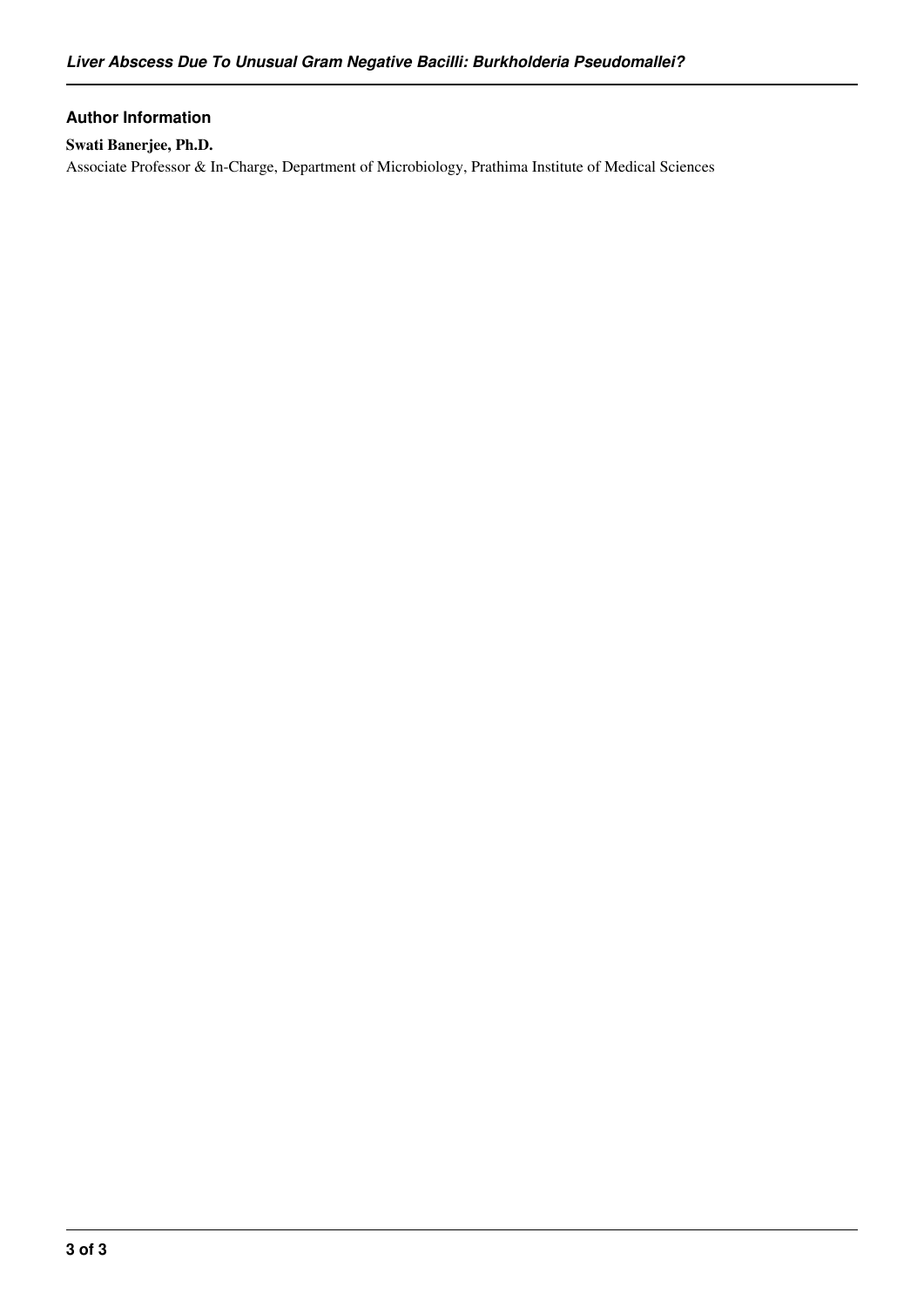## Author Information

**Swati Banerjee, Ph.D.**

Associate Professor & In-Charge, Department of Microbiology, Prathima Institute of Medical Sciences